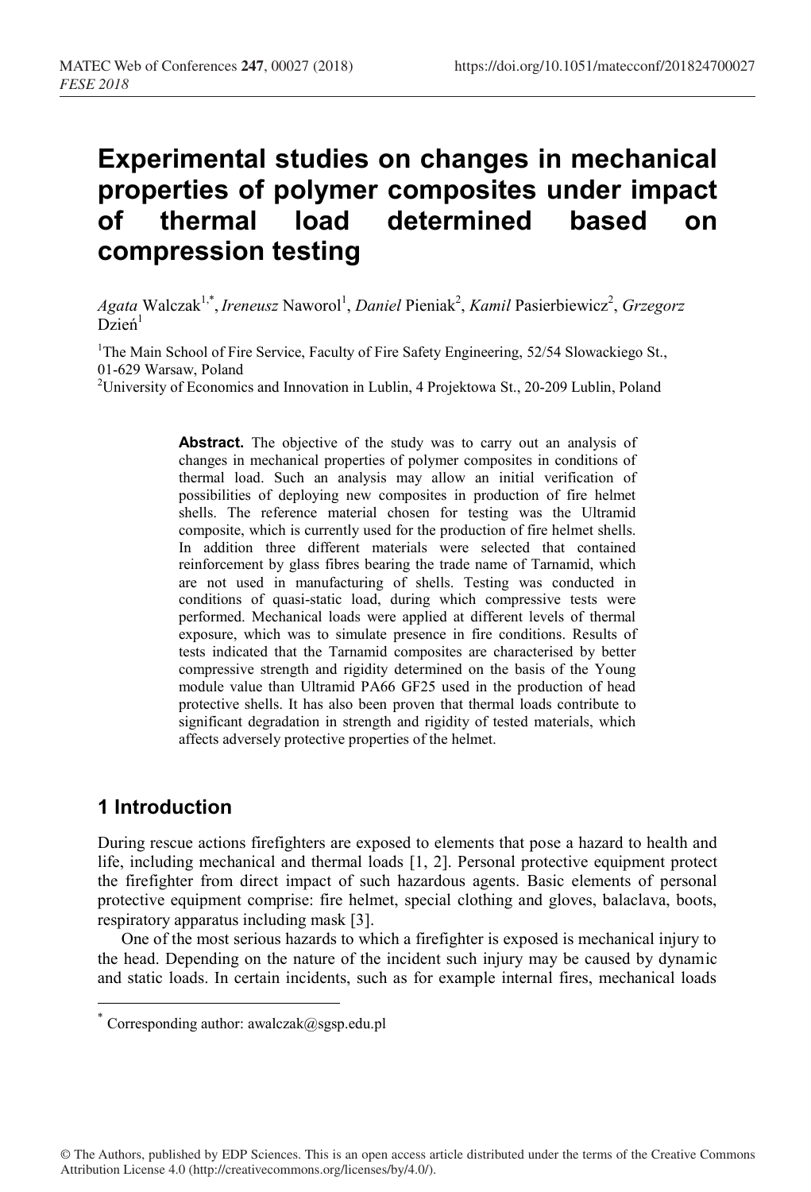# Experimental studies on changes in mechanical properties of polymer composites under impact of thermal load determined based on compression testing

*Agata* Walczak[1,*], *Ireneusz* Naworol[1], *Daniel* Pieniak[2], *Kamil* Pasierbiewicz[2], *Grzegorz* Dzień[1]

[1]The Main School of Fire Service, Faculty of Fire Safety Engineering, 52/54 Slowackiego St., 01-629 Warsaw, Poland

[2]University of Economics and Innovation in Lublin, 4 Projektowa St., 20-209 Lublin, Poland

**Abstract.** The objective of the study was to carry out an analysis of changes in mechanical properties of polymer composites in conditions of thermal load. Such an analysis may allow an initial verification of possibilities of deploying new composites in production of fire helmet shells. The reference material chosen for testing was the Ultramid composite, which is currently used for the production of fire helmet shells. In addition three different materials were selected that contained reinforcement by glass fibres bearing the trade name of Tarnamid, which are not used in manufacturing of shells. Testing was conducted in conditions of quasi-static load, during which compressive tests were performed. Mechanical loads were applied at different levels of thermal exposure, which was to simulate presence in fire conditions. Results of tests indicated that the Tarnamid composites are characterised by better compressive strength and rigidity determined on the basis of the Young module value than Ultramid PA66 GF25 used in the production of head protective shells. It has also been proven that thermal loads contribute to significant degradation in strength and rigidity of tested materials, which affects adversely protective properties of the helmet.

## 1 Introduction

During rescue actions firefighters are exposed to elements that pose a hazard to health and life, including mechanical and thermal loads [1, 2]. Personal protective equipment protect the firefighter from direct impact of such hazardous agents. Basic elements of personal protective equipment comprise: fire helmet, special clothing and gloves, balaclava, boots, respiratory apparatus including mask [3].

One of the most serious hazards to which a firefighter is exposed is mechanical injury to the head. Depending on the nature of the incident such injury may be caused by dynamic and static loads. In certain incidents, such as for example internal fires, mechanical loads

* Corresponding author: awalczak@sgsp.edu.pl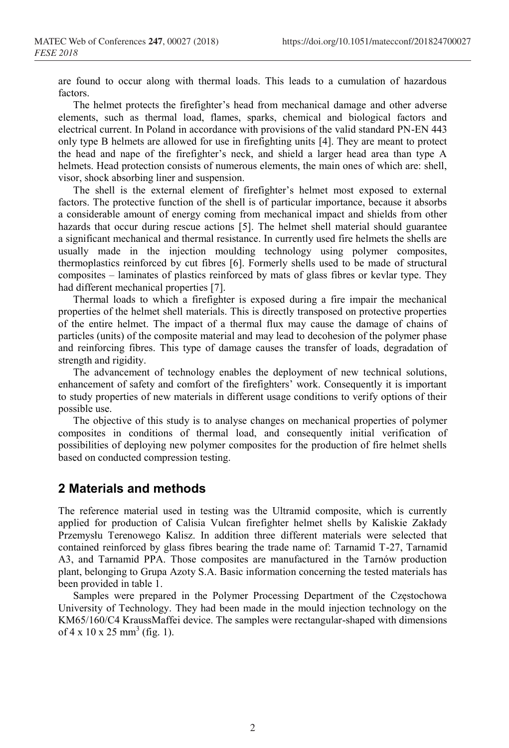are found to occur along with thermal loads. This leads to a cumulation of hazardous factors.

The helmet protects the firefighter's head from mechanical damage and other adverse elements, such as thermal load, flames, sparks, chemical and biological factors and electrical current. In Poland in accordance with provisions of the valid standard PN-EN 443 only type B helmets are allowed for use in firefighting units [4]. They are meant to protect the head and nape of the firefighter's neck, and shield a larger head area than type A helmets. Head protection consists of numerous elements, the main ones of which are: shell, visor, shock absorbing liner and suspension.

The shell is the external element of firefighter's helmet most exposed to external factors. The protective function of the shell is of particular importance, because it absorbs a considerable amount of energy coming from mechanical impact and shields from other hazards that occur during rescue actions [5]. The helmet shell material should guarantee a significant mechanical and thermal resistance. In currently used fire helmets the shells are usually made in the injection moulding technology using polymer composites, thermoplastics reinforced by cut fibres [6]. Formerly shells used to be made of structural composites – laminates of plastics reinforced by mats of glass fibres or kevlar type. They had different mechanical properties [7].

Thermal loads to which a firefighter is exposed during a fire impair the mechanical properties of the helmet shell materials. This is directly transposed on protective properties of the entire helmet. The impact of a thermal flux may cause the damage of chains of particles (units) of the composite material and may lead to decohesion of the polymer phase and reinforcing fibres. This type of damage causes the transfer of loads, degradation of strength and rigidity.

The advancement of technology enables the deployment of new technical solutions, enhancement of safety and comfort of the firefighters' work. Consequently it is important to study properties of new materials in different usage conditions to verify options of their possible use.

The objective of this study is to analyse changes on mechanical properties of polymer composites in conditions of thermal load, and consequently initial verification of possibilities of deploying new polymer composites for the production of fire helmet shells based on conducted compression testing.

## 2 Materials and methods

The reference material used in testing was the Ultramid composite, which is currently applied for production of Calisia Vulcan firefighter helmet shells by Kaliskie Zakłady Przemysłu Terenowego Kalisz. In addition three different materials were selected that contained reinforced by glass fibres bearing the trade name of: Tarnamid T-27, Tarnamid A3, and Tarnamid PPA. Those composites are manufactured in the Tarnów production plant, belonging to Grupa Azoty S.A. Basic information concerning the tested materials has been provided in table 1.

Samples were prepared in the Polymer Processing Department of the Częstochowa University of Technology. They had been made in the mould injection technology on the KM65/160/C4 KraussMaffei device. The samples were rectangular-shaped with dimensions of 4 x 10 x 25 mm$^3$ (fig. 1).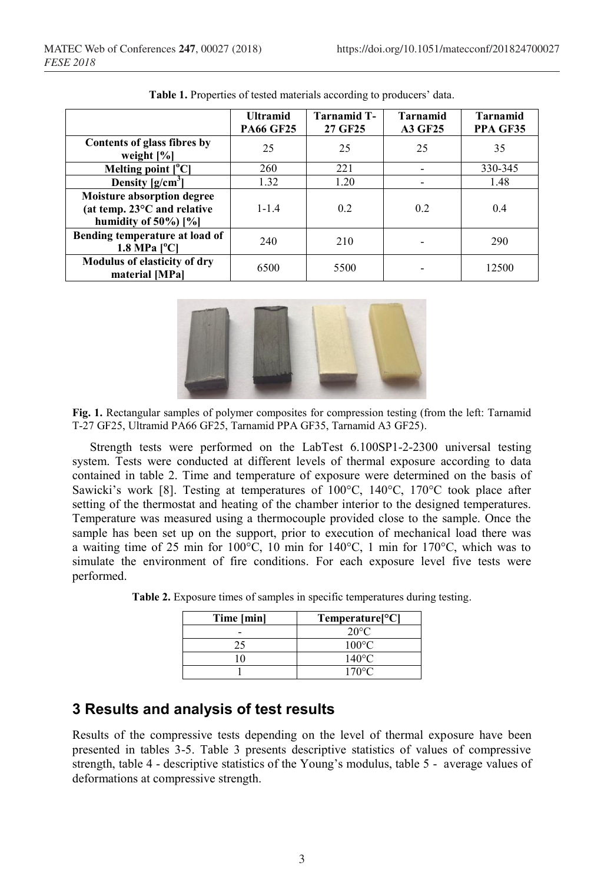**Table 1.** Properties of tested materials according to producers' data.

| | Ultramid PA66 GF25 | Tarnamid T-27 GF25 | Tarnamid A3 GF25 | Tarnamid PPA GF35 |
|---|---|---|---|---|
| **Contents of glass fibres by weight [%]** | 25 | 25 | 25 | 35 |
| **Melting point [°C]** | 260 | 221 | - | 330-345 |
| **Density [g/cm$^3$]** | 1.32 | 1.20 | - | 1.48 |
| **Moisture absorption degree (at temp. 23°C and relative humidity of 50%) [%]** | 1-1.4 | 0.2 | 0.2 | 0.4 |
| **Bending temperature at load of 1.8 MPa [°C]** | 240 | 210 | - | 290 |
| **Modulus of elasticity of dry material [MPa]** | 6500 | 5500 | - | 12500 |

**Fig. 1.** Rectangular samples of polymer composites for compression testing (from the left: Tarnamid T-27 GF25, Ultramid PA66 GF25, Tarnamid PPA GF35, Tarnamid A3 GF25).

Strength tests were performed on the LabTest 6.100SP1-2-2300 universal testing system. Tests were conducted at different levels of thermal exposure according to data contained in table 2. Time and temperature of exposure were determined on the basis of Sawicki's work [8]. Testing at temperatures of 100°C, 140°C, 170°C took place after setting of the thermostat and heating of the chamber interior to the designed temperatures. Temperature was measured using a thermocouple provided close to the sample. Once the sample has been set up on the support, prior to execution of mechanical load there was a waiting time of 25 min for 100°C, 10 min for 140°C, 1 min for 170°C, which was to simulate the environment of fire conditions. For each exposure level five tests were performed.

**Table 2.** Exposure times of samples in specific temperatures during testing.

| Time [min] | Temperature[°C] |
|---|---|
| - | 20°C |
| 25 | 100°C |
| 10 | 140°C |
| 1 | 170°C |

## 3 Results and analysis of test results

Results of the compressive tests depending on the level of thermal exposure have been presented in tables 3-5. Table 3 presents descriptive statistics of values of compressive strength, table 4 - descriptive statistics of the Young's modulus, table 5 - average values of deformations at compressive strength.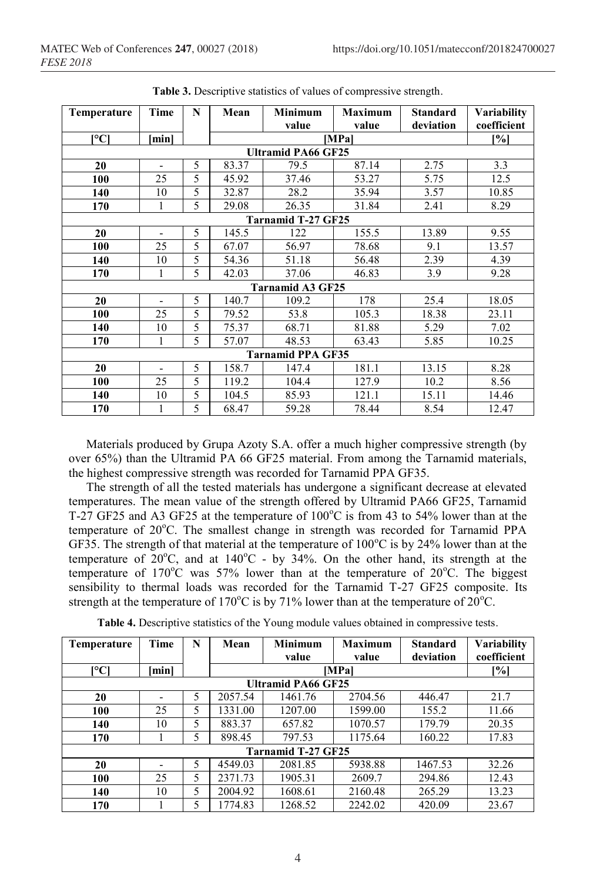**Table 3.** Descriptive statistics of values of compressive strength.

| Temperature | Time | N | Mean | Minimum value | Maximum value | Standard deviation | Variability coefficient |
|---|---|---|---|---|---|---|---|
| [°C] | [min] | | [MPa] | | | | [%] |
| **Ultramid PA66 GF25** | | | | | | | |
| **20** | - | 5 | 83.37 | 79.5 | 87.14 | 2.75 | 3.3 |
| **100** | 25 | 5 | 45.92 | 37.46 | 53.27 | 5.75 | 12.5 |
| **140** | 10 | 5 | 32.87 | 28.2 | 35.94 | 3.57 | 10.85 |
| **170** | 1 | 5 | 29.08 | 26.35 | 31.84 | 2.41 | 8.29 |
| **Tarnamid T-27 GF25** | | | | | | | |
| **20** | - | 5 | 145.5 | 122 | 155.5 | 13.89 | 9.55 |
| **100** | 25 | 5 | 67.07 | 56.97 | 78.68 | 9.1 | 13.57 |
| **140** | 10 | 5 | 54.36 | 51.18 | 56.48 | 2.39 | 4.39 |
| **170** | 1 | 5 | 42.03 | 37.06 | 46.83 | 3.9 | 9.28 |
| **Tarnamid A3 GF25** | | | | | | | |
| **20** | - | 5 | 140.7 | 109.2 | 178 | 25.4 | 18.05 |
| **100** | 25 | 5 | 79.52 | 53.8 | 105.3 | 18.38 | 23.11 |
| **140** | 10 | 5 | 75.37 | 68.71 | 81.88 | 5.29 | 7.02 |
| **170** | 1 | 5 | 57.07 | 48.53 | 63.43 | 5.85 | 10.25 |
| **Tarnamid PPA GF35** | | | | | | | |
| **20** | - | 5 | 158.7 | 147.4 | 181.1 | 13.15 | 8.28 |
| **100** | 25 | 5 | 119.2 | 104.4 | 127.9 | 10.2 | 8.56 |
| **140** | 10 | 5 | 104.5 | 85.93 | 121.1 | 15.11 | 14.46 |
| **170** | 1 | 5 | 68.47 | 59.28 | 78.44 | 8.54 | 12.47 |

Materials produced by Grupa Azoty S.A. offer a much higher compressive strength (by over 65%) than the Ultramid PA 66 GF25 material. From among the Tarnamid materials, the highest compressive strength was recorded for Tarnamid PPA GF35.

The strength of all the tested materials has undergone a significant decrease at elevated temperatures. The mean value of the strength offered by Ultramid PA66 GF25, Tarnamid T-27 GF25 and A3 GF25 at the temperature of 100°C is from 43 to 54% lower than at the temperature of 20°C. The smallest change in strength was recorded for Tarnamid PPA GF35. The strength of that material at the temperature of 100°C is by 24% lower than at the temperature of 20°C, and at 140°C - by 34%. On the other hand, its strength at the temperature of 170°C was 57% lower than at the temperature of 20°C. The biggest sensibility to thermal loads was recorded for the Tarnamid T-27 GF25 composite. Its strength at the temperature of 170°C is by 71% lower than at the temperature of 20°C.

**Table 4.** Descriptive statistics of the Young module values obtained in compressive tests.

| Temperature | Time | N | Mean | Minimum value | Maximum value | Standard deviation | Variability coefficient |
|---|---|---|---|---|---|---|---|
| [°C] | [min] | | [MPa] | | | | [%] |
| **Ultramid PA66 GF25** | | | | | | | |
| **20** | - | 5 | 2057.54 | 1461.76 | 2704.56 | 446.47 | 21.7 |
| **100** | 25 | 5 | 1331.00 | 1207.00 | 1599.00 | 155.2 | 11.66 |
| **140** | 10 | 5 | 883.37 | 657.82 | 1070.57 | 179.79 | 20.35 |
| **170** | 1 | 5 | 898.45 | 797.53 | 1175.64 | 160.22 | 17.83 |
| **Tarnamid T-27 GF25** | | | | | | | |
| **20** | - | 5 | 4549.03 | 2081.85 | 5938.88 | 1467.53 | 32.26 |
| **100** | 25 | 5 | 2371.73 | 1905.31 | 2609.7 | 294.86 | 12.43 |
| **140** | 10 | 5 | 2004.92 | 1608.61 | 2160.48 | 265.29 | 13.23 |
| **170** | 1 | 5 | 1774.83 | 1268.52 | 2242.02 | 420.09 | 23.67 |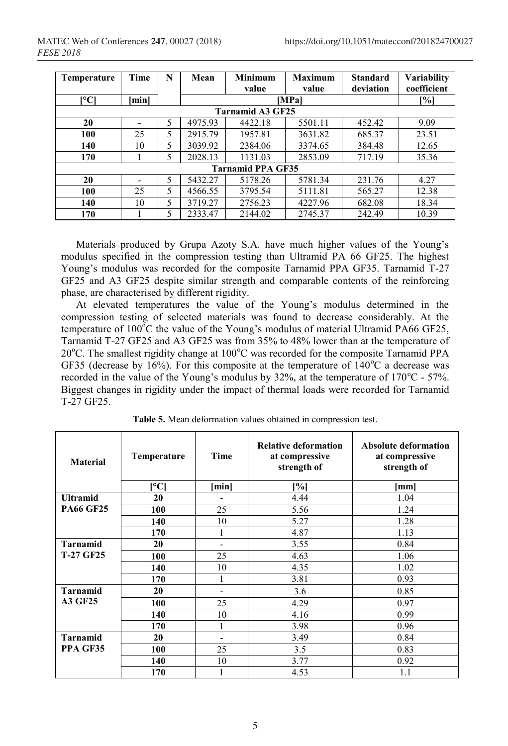| Temperature | Time | N | Mean | Minimum value | Maximum value | Standard deviation | Variability coefficient |
|---|---|---|---|---|---|---|---|
| [°C] | [min] | | [MPa] | | | | [%] |
| **Tarnamid A3 GF25** | | | | | | | |
| **20** | - | 5 | 4975.93 | 4422.18 | 5501.11 | 452.42 | 9.09 |
| **100** | 25 | 5 | 2915.79 | 1957.81 | 3631.82 | 685.37 | 23.51 |
| **140** | 10 | 5 | 3039.92 | 2384.06 | 3374.65 | 384.48 | 12.65 |
| **170** | 1 | 5 | 2028.13 | 1131.03 | 2853.09 | 717.19 | 35.36 |
| **Tarnamid PPA GF35** | | | | | | | |
| **20** | - | 5 | 5432.27 | 5178.26 | 5781.34 | 231.76 | 4.27 |
| **100** | 25 | 5 | 4566.55 | 3795.54 | 5111.81 | 565.27 | 12.38 |
| **140** | 10 | 5 | 3719.27 | 2756.23 | 4227.96 | 682.08 | 18.34 |
| **170** | 1 | 5 | 2333.47 | 2144.02 | 2745.37 | 242.49 | 10.39 |

Materials produced by Grupa Azoty S.A. have much higher values of the Young's modulus specified in the compression testing than Ultramid PA 66 GF25. The highest Young's modulus was recorded for the composite Tarnamid PPA GF35. Tarnamid T-27 GF25 and A3 GF25 despite similar strength and comparable contents of the reinforcing phase, are characterised by different rigidity.

At elevated temperatures the value of the Young's modulus determined in the compression testing of selected materials was found to decrease considerably. At the temperature of 100°C the value of the Young's modulus of material Ultramid PA66 GF25, Tarnamid T-27 GF25 and A3 GF25 was from 35% to 48% lower than at the temperature of 20°C. The smallest rigidity change at 100°C was recorded for the composite Tarnamid PPA GF35 (decrease by 16%). For this composite at the temperature of 140°C a decrease was recorded in the value of the Young's modulus by 32%, at the temperature of 170°C - 57%. Biggest changes in rigidity under the impact of thermal loads were recorded for Tarnamid T-27 GF25.

**Table 5.** Mean deformation values obtained in compression test.

| Material | Temperature | Time | Relative deformation at compressive strength of | Absolute deformation at compressive strength of |
|---|---|---|---|---|
| | [°C] | [min] | [%] | [mm] |
| **Ultramid PA66 GF25** | **20** | - | 4.44 | 1.04 |
| | **100** | 25 | 5.56 | 1.24 |
| | **140** | 10 | 5.27 | 1.28 |
| | **170** | 1 | 4.87 | 1.13 |
| **Tarnamid T-27 GF25** | **20** | - | 3.55 | 0.84 |
| | **100** | 25 | 4.63 | 1.06 |
| | **140** | 10 | 4.35 | 1.02 |
| | **170** | 1 | 3.81 | 0.93 |
| **Tarnamid A3 GF25** | **20** | - | 3.6 | 0.85 |
| | **100** | 25 | 4.29 | 0.97 |
| | **140** | 10 | 4.16 | 0.99 |
| | **170** | 1 | 3.98 | 0.96 |
| **Tarnamid PPA GF35** | **20** | - | 3.49 | 0.84 |
| | **100** | 25 | 3.5 | 0.83 |
| | **140** | 10 | 3.77 | 0.92 |
| | **170** | 1 | 4.53 | 1.1 |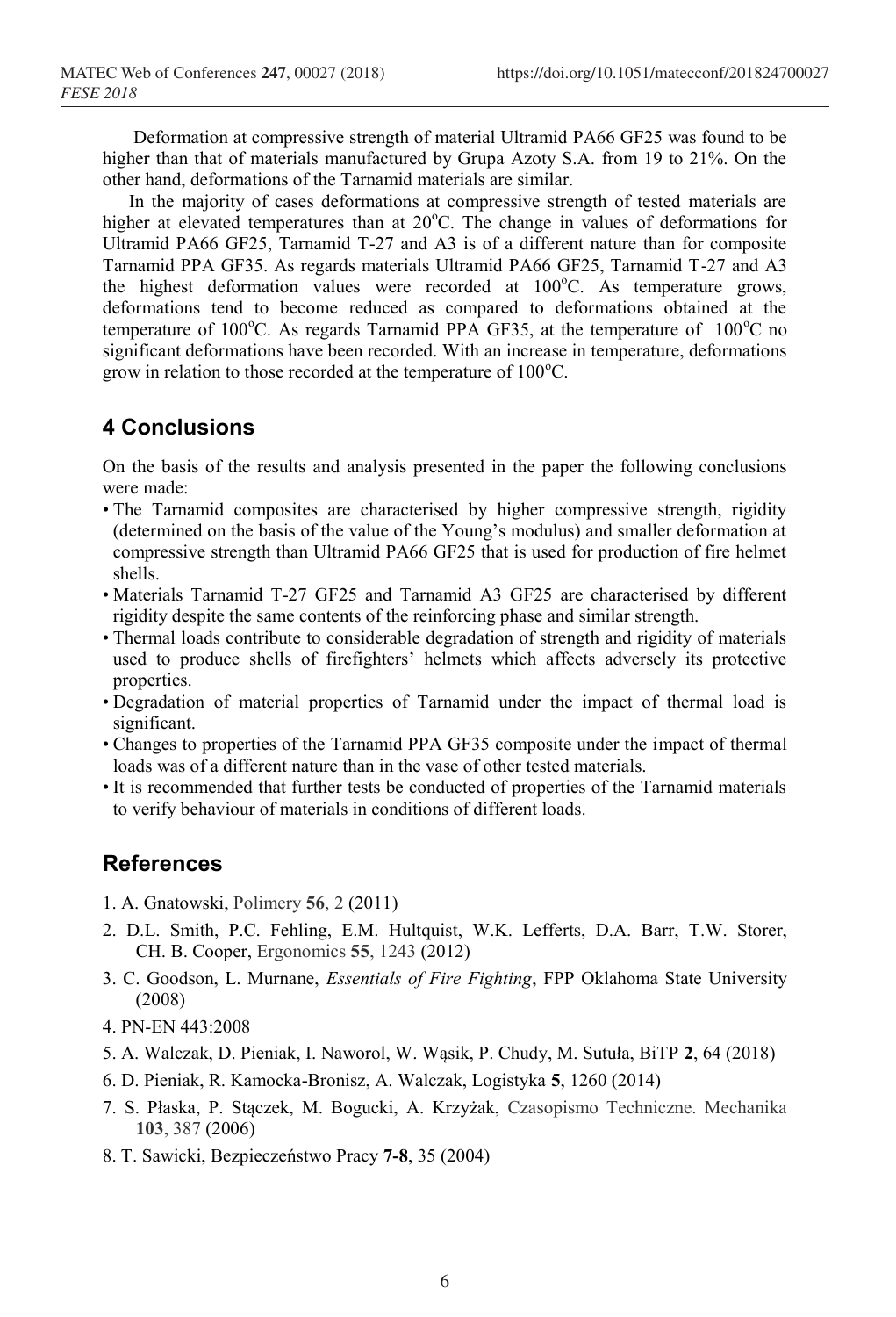Deformation at compressive strength of material Ultramid PA66 GF25 was found to be higher than that of materials manufactured by Grupa Azoty S.A. from 19 to 21%. On the other hand, deformations of the Tarnamid materials are similar.

In the majority of cases deformations at compressive strength of tested materials are higher at elevated temperatures than at 20$^{o}$C. The change in values of deformations for Ultramid PA66 GF25, Tarnamid T-27 and A3 is of a different nature than for composite Tarnamid PPA GF35. As regards materials Ultramid PA66 GF25, Tarnamid T-27 and A3 the highest deformation values were recorded at 100$^{o}$C. As temperature grows, deformations tend to become reduced as compared to deformations obtained at the temperature of 100$^{o}$C. As regards Tarnamid PPA GF35, at the temperature of 100$^{o}$C no significant deformations have been recorded. With an increase in temperature, deformations grow in relation to those recorded at the temperature of 100$^{o}$C.

## 4 Conclusions

On the basis of the results and analysis presented in the paper the following conclusions were made:

- The Tarnamid composites are characterised by higher compressive strength, rigidity (determined on the basis of the value of the Young's modulus) and smaller deformation at compressive strength than Ultramid PA66 GF25 that is used for production of fire helmet shells.
- Materials Tarnamid T-27 GF25 and Tarnamid A3 GF25 are characterised by different rigidity despite the same contents of the reinforcing phase and similar strength.
- Thermal loads contribute to considerable degradation of strength and rigidity of materials used to produce shells of firefighters' helmets which affects adversely its protective properties.
- Degradation of material properties of Tarnamid under the impact of thermal load is significant.
- Changes to properties of the Tarnamid PPA GF35 composite under the impact of thermal loads was of a different nature than in the vase of other tested materials.
- It is recommended that further tests be conducted of properties of the Tarnamid materials to verify behaviour of materials in conditions of different loads.

## References

1. A. Gnatowski, Polimery **56**, 2 (2011)
2. D.L. Smith, P.C. Fehling, E.M. Hultquist, W.K. Lefferts, D.A. Barr, T.W. Storer, CH. B. Cooper, Ergonomics **55**, 1243 (2012)
3. C. Goodson, L. Murnane, *Essentials of Fire Fighting*, FPP Oklahoma State University (2008)
4. PN-EN 443:2008
5. A. Walczak, D. Pieniak, I. Naworol, W. Wąsik, P. Chudy, M. Sutuła, BiTP **2**, 64 (2018)
6. D. Pieniak, R. Kamocka-Bronisz, A. Walczak, Logistyka **5**, 1260 (2014)
7. S. Płaska, P. Stączek, M. Bogucki, A. Krzyżak, Czasopismo Techniczne. Mechanika **103**, 387 (2006)
8. T. Sawicki, Bezpieczeństwo Pracy **7-8**, 35 (2004)